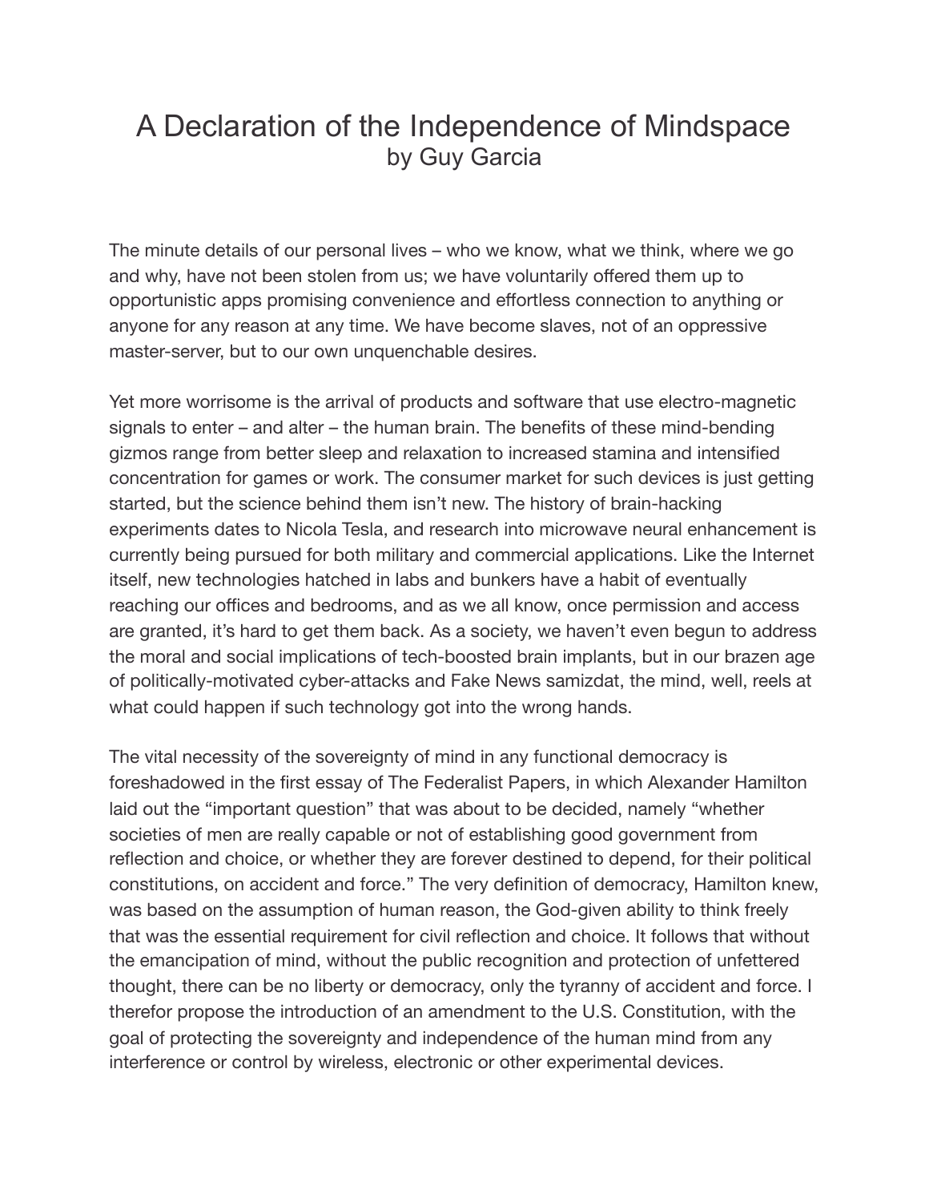# A Declaration of the Independence of Mindspace

by Guy Garcia

The minute details of our personal lives – who we know, what we think, where we go and why, have not been stolen from us; we have voluntarily offered them up to opportunistic apps promising convenience and effortless connection to anything or anyone for any reason at any time. We have become slaves, not of an oppressive master-server, but to our own unquenchable desires.

Yet more worrisome is the arrival of products and software that use electro-magnetic signals to enter – and alter – the human brain. The benefits of these mind-bending gizmos range from better sleep and relaxation to increased stamina and intensified concentration for games or work. The consumer market for such devices is just getting started, but the science behind them isn't new. The history of brain-hacking experiments dates to Nicola Tesla, and research into microwave neural enhancement is currently being pursued for both military and commercial applications. Like the Internet itself, new technologies hatched in labs and bunkers have a habit of eventually reaching our offices and bedrooms, and as we all know, once permission and access are granted, it's hard to get them back. As a society, we haven't even begun to address the moral and social implications of tech-boosted brain implants, but in our brazen age of politically-motivated cyber-attacks and Fake News samizdat, the mind, well, reels at what could happen if such technology got into the wrong hands.

The vital necessity of the sovereignty of mind in any functional democracy is foreshadowed in the first essay of The Federalist Papers, in which Alexander Hamilton laid out the "important question" that was about to be decided, namely "whether societies of men are really capable or not of establishing good government from reflection and choice, or whether they are forever destined to depend, for their political constitutions, on accident and force." The very definition of democracy, Hamilton knew, was based on the assumption of human reason, the God-given ability to think freely that was the essential requirement for civil reflection and choice. It follows that without the emancipation of mind, without the public recognition and protection of unfettered thought, there can be no liberty or democracy, only the tyranny of accident and force. I therefor propose the introduction of an amendment to the U.S. Constitution, with the goal of protecting the sovereignty and independence of the human mind from any interference or control by wireless, electronic or other experimental devices.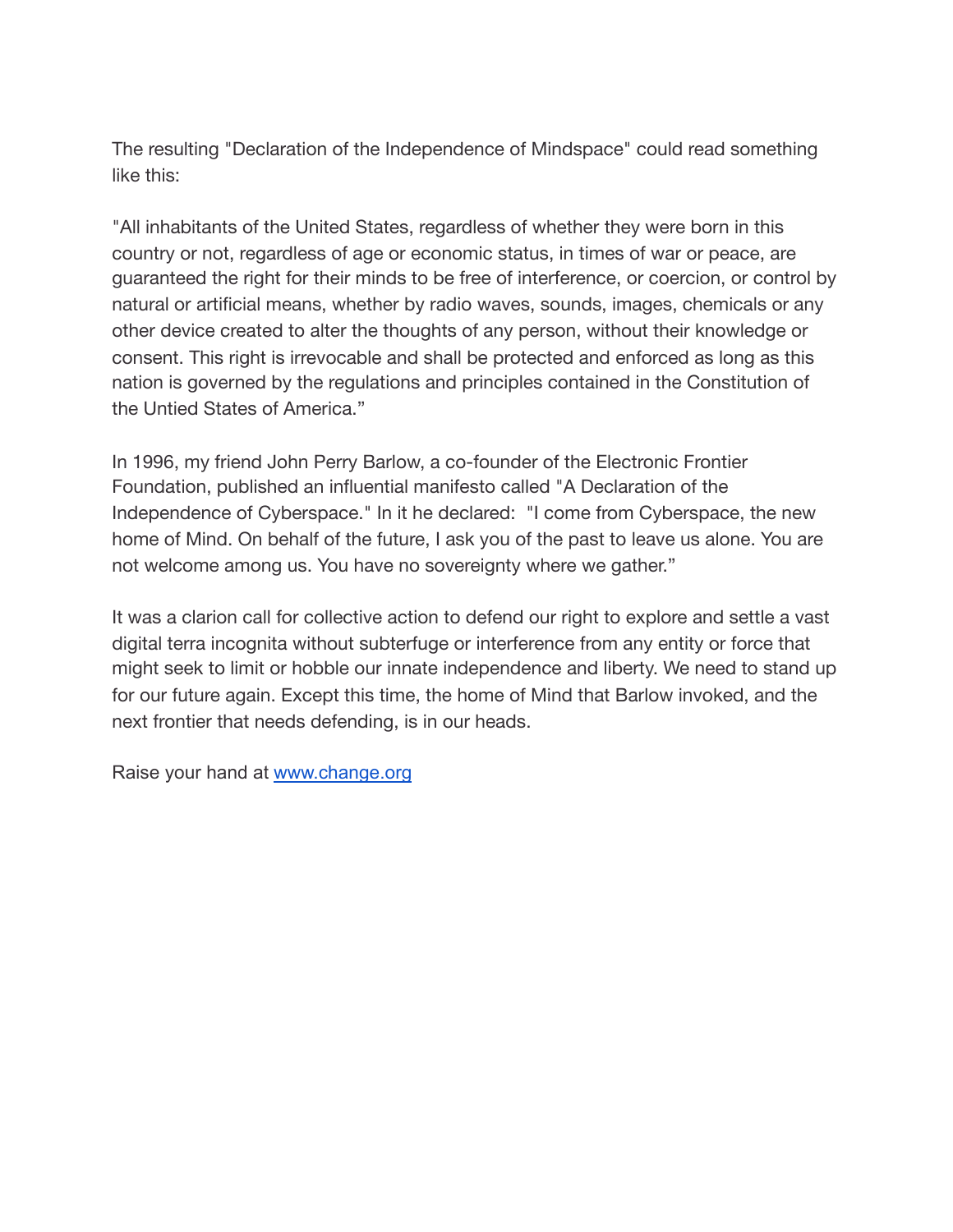The resulting "Declaration of the Independence of Mindspace" could read something like this:

"All inhabitants of the United States, regardless of whether they were born in this country or not, regardless of age or economic status, in times of war or peace, are guaranteed the right for their minds to be free of interference, or coercion, or control by natural or artificial means, whether by radio waves, sounds, images, chemicals or any other device created to alter the thoughts of any person, without their knowledge or consent. This right is irrevocable and shall be protected and enforced as long as this nation is governed by the regulations and principles contained in the Constitution of the Untied States of America."

In 1996, my friend John Perry Barlow, a co-founder of the Electronic Frontier Foundation, published an influential manifesto called "A Declaration of the Independence of Cyberspace." In it he declared: "I come from Cyberspace, the new home of Mind. On behalf of the future, I ask you of the past to leave us alone. You are not welcome among us. You have no sovereignty where we gather."

It was a clarion call for collective action to defend our right to explore and settle a vast digital terra incognita without subterfuge or interference from any entity or force that might seek to limit or hobble our innate independence and liberty. We need to stand up for our future again. Except this time, the home of Mind that Barlow invoked, and the next frontier that needs defending, is in our heads.

Raise your hand at [www.change.org](http://www.change.org)